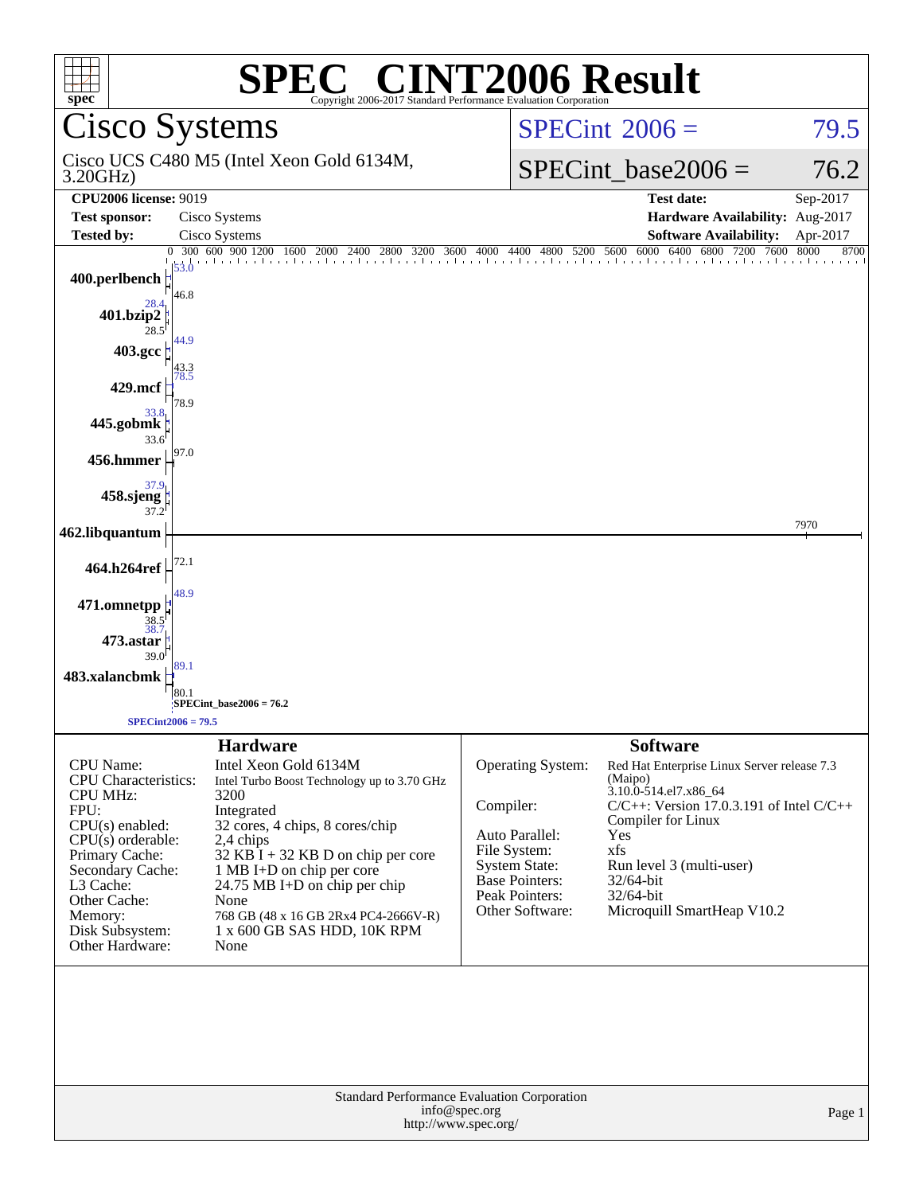# SPEC® CINT2006 Result

Copyright 2006-2017 Standard Performance Evaluation Corporation

## Cisco Systems

Cisco UCS C480 M5 (Intel Xeon Gold 6134M, 3.20GHz)

SPECint_2006 = 79.5

SPECint_base2006 = 76.2

| | | | |
|---|---|---|---|
| **CPU2006 license:** 9019 | | **Test date:** | Sep-2017 |
| **Test sponsor:** | Cisco Systems | **Hardware Availability:** | Aug-2017 |
| **Tested by:** | Cisco Systems | **Software Availability:** | Apr-2017 |

| Benchmark | Peak | Base |
|---|---|---|
| 400.perlbench | 53.0 | 46.8 |
| 401.bzip2 | 28.4 | 28.5 |
| 403.gcc | 44.9 | 43.3 |
| 429.mcf | 78.5 | 78.9 |
| 445.gobmk | 33.8 | 33.6 |
| 456.hmmer | 97.0 | 97.0 |
| 458.sjeng | 37.9 | 37.2 |
| 462.libquantum | 7970 | 7970 |
| 464.h264ref | 72.1 | 72.1 |
| 471.omnetpp | 48.9 | 38.5 |
| 473.astar | 38.7 | 39.0 |
| 483.xalancbmk | 89.1 | 80.1 |

SPECint_base2006 = 76.2

SPECint2006 = 79.5

## Hardware

| | |
|---|---|
| CPU Name: | Intel Xeon Gold 6134M |
| CPU Characteristics: | Intel Turbo Boost Technology up to 3.70 GHz |
| CPU MHz: | 3200 |
| FPU: | Integrated |
| CPU(s) enabled: | 32 cores, 4 chips, 8 cores/chip |
| CPU(s) orderable: | 2,4 chips |
| Primary Cache: | 32 KB I + 32 KB D on chip per core |
| Secondary Cache: | 1 MB I+D on chip per core |
| L3 Cache: | 24.75 MB I+D on chip per chip |
| Other Cache: | None |
| Memory: | 768 GB (48 x 16 GB 2Rx4 PC4-2666V-R) |
| Disk Subsystem: | 1 x 600 GB SAS HDD, 10K RPM |
| Other Hardware: | None |

## Software

| | |
|---|---|
| Operating System: | Red Hat Enterprise Linux Server release 7.3 (Maipo) 3.10.0-514.el7.x86_64 |
| Compiler: | C/C++: Version 17.0.3.191 of Intel C/C++ Compiler for Linux |
| Auto Parallel: | Yes |
| File System: | xfs |
| System State: | Run level 3 (multi-user) |
| Base Pointers: | 32/64-bit |
| Peak Pointers: | 32/64-bit |
| Other Software: | Microquill SmartHeap V10.2 |

Standard Performance Evaluation Corporation
info@spec.org
http://www.spec.org/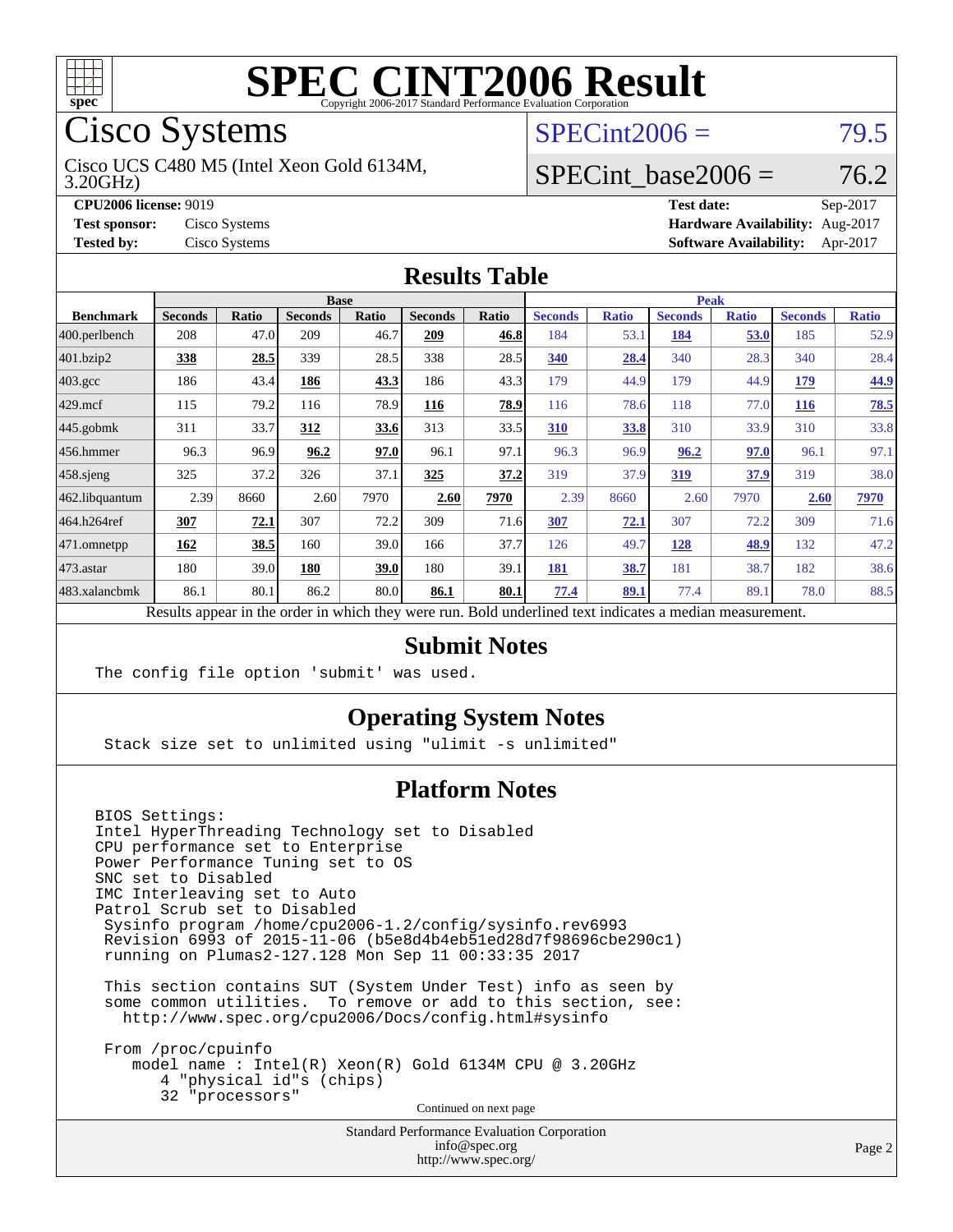# SPEC CINT2006 Result

Copyright 2006-2017 Standard Performance Evaluation Corporation

## Cisco Systems

Cisco UCS C480 M5 (Intel Xeon Gold 6134M, 3.20GHz)

SPECint2006 = 79.5

SPECint_base2006 = 76.2

**CPU2006 license:** 9019
**Test sponsor:** Cisco Systems
**Tested by:** Cisco Systems

**Test date:** Sep-2017
**Hardware Availability:** Aug-2017
**Software Availability:** Apr-2017

## Results Table

| Benchmark | Base | | | | | | Peak | | | | | |
|---|---|---|---|---|---|---|---|---|---|---|---|---|
| | Seconds | Ratio | Seconds | Ratio | Seconds | Ratio | Seconds | Ratio | Seconds | Ratio | Seconds | Ratio |
| 400.perlbench | 208 | 47.0 | 209 | 46.7 | **209** | **46.8** | 184 | 53.1 | **184** | **53.0** | 185 | 52.9 |
| 401.bzip2 | **338** | **28.5** | 339 | 28.5 | 338 | 28.5 | **340** | **28.4** | 340 | 28.3 | 340 | 28.4 |
| 403.gcc | 186 | 43.4 | **186** | **43.3** | 186 | 43.3 | 179 | 44.9 | 179 | 44.9 | **179** | **44.9** |
| 429.mcf | 115 | 79.2 | 116 | 78.9 | **116** | **78.9** | 116 | 78.6 | 118 | 77.0 | **116** | **78.5** |
| 445.gobmk | 311 | 33.7 | **312** | **33.6** | 313 | 33.5 | **310** | **33.8** | 310 | 33.9 | 310 | 33.8 |
| 456.hmmer | 96.3 | 96.9 | **96.2** | **97.0** | 96.1 | 97.1 | 96.3 | 96.9 | **96.2** | **97.0** | 96.1 | 97.1 |
| 458.sjeng | 325 | 37.2 | 326 | 37.1 | **325** | **37.2** | 319 | 37.9 | **319** | **37.9** | 319 | 38.0 |
| 462.libquantum | 2.39 | 8660 | 2.60 | 7970 | **2.60** | **7970** | 2.39 | 8660 | 2.60 | 7970 | **2.60** | **7970** |
| 464.h264ref | **307** | **72.1** | 307 | 72.2 | 309 | 71.6 | **307** | **72.1** | 307 | 72.2 | 309 | 71.6 |
| 471.omnetpp | **162** | **38.5** | 160 | 39.0 | 166 | 37.7 | 126 | 49.7 | **128** | **48.9** | 132 | 47.2 |
| 473.astar | 180 | 39.0 | **180** | **39.0** | 180 | 39.1 | **181** | **38.7** | 181 | 38.7 | 182 | 38.6 |
| 483.xalancbmk | 86.1 | 80.1 | 86.2 | 80.0 | **86.1** | **80.1** | **77.4** | **89.1** | 77.4 | 89.1 | 78.0 | 88.5 |

Results appear in the order in which they were run. Bold underlined text indicates a median measurement.

## Submit Notes

```
The config file option 'submit' was used.
```

## Operating System Notes

```
Stack size set to unlimited using "ulimit -s unlimited"
```

## Platform Notes

```
BIOS Settings:
Intel HyperThreading Technology set to Disabled
CPU performance set to Enterprise
Power Performance Tuning set to OS
SNC set to Disabled
IMC Interleaving set to Auto
Patrol Scrub set to Disabled
 Sysinfo program /home/cpu2006-1.2/config/sysinfo.rev6993
 Revision 6993 of 2015-11-06 (b5e8d4b4eb51ed28d7f98696cbe290c1)
 running on Plumas2-127.128 Mon Sep 11 00:33:35 2017

 This section contains SUT (System Under Test) info as seen by
 some common utilities.  To remove or add to this section, see:
   http://www.spec.org/cpu2006/Docs/config.html#sysinfo

 From /proc/cpuinfo
    model name : Intel(R) Xeon(R) Gold 6134M CPU @ 3.20GHz
       4 "physical id"s (chips)
       32 "processors"
```

Continued on next page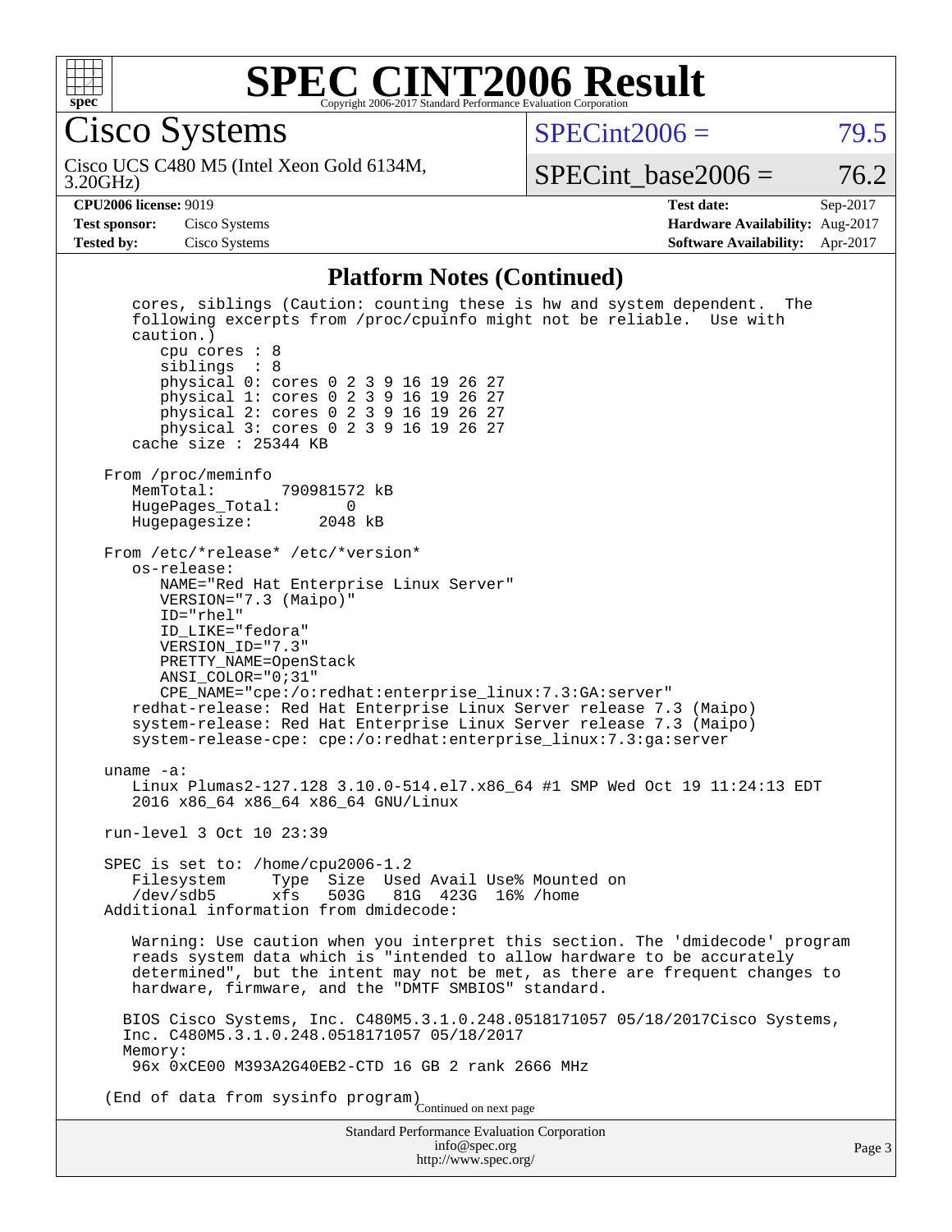# SPEC CINT2006 Result

## Cisco Systems

Cisco UCS C480 M5 (Intel Xeon Gold 6134M, 3.20GHz)

SPECint2006 = 79.5

SPECint_base2006 = 76.2

| | | | |
|---|---|---|---|
| **CPU2006 license:** 9019 | | **Test date:** | Sep-2017 |
| **Test sponsor:** | Cisco Systems | **Hardware Availability:** | Aug-2017 |
| **Tested by:** | Cisco Systems | **Software Availability:** | Apr-2017 |

### Platform Notes (Continued)

```
   cores, siblings (Caution: counting these is hw and system dependent.  The
   following excerpts from /proc/cpuinfo might not be reliable.  Use with
   caution.)
      cpu cores : 8
      siblings  : 8
      physical 0: cores 0 2 3 9 16 19 26 27
      physical 1: cores 0 2 3 9 16 19 26 27
      physical 2: cores 0 2 3 9 16 19 26 27
      physical 3: cores 0 2 3 9 16 19 26 27
   cache size : 25344 KB

From /proc/meminfo
   MemTotal:       790981572 kB
   HugePages_Total:       0
   Hugepagesize:       2048 kB

From /etc/*release* /etc/*version*
   os-release:
      NAME="Red Hat Enterprise Linux Server"
      VERSION="7.3 (Maipo)"
      ID="rhel"
      ID_LIKE="fedora"
      VERSION_ID="7.3"
      PRETTY_NAME=OpenStack
      ANSI_COLOR="0;31"
      CPE_NAME="cpe:/o:redhat:enterprise_linux:7.3:GA:server"
   redhat-release: Red Hat Enterprise Linux Server release 7.3 (Maipo)
   system-release: Red Hat Enterprise Linux Server release 7.3 (Maipo)
   system-release-cpe: cpe:/o:redhat:enterprise_linux:7.3:ga:server

uname -a:
   Linux Plumas2-127.128 3.10.0-514.el7.x86_64 #1 SMP Wed Oct 19 11:24:13 EDT
   2016 x86_64 x86_64 x86_64 GNU/Linux

run-level 3 Oct 10 23:39

SPEC is set to: /home/cpu2006-1.2
   Filesystem     Type  Size  Used Avail Use% Mounted on
   /dev/sdb5      xfs   503G   81G  423G  16% /home
Additional information from dmidecode:

   Warning: Use caution when you interpret this section. The 'dmidecode' program
   reads system data which is "intended to allow hardware to be accurately
   determined", but the intent may not be met, as there are frequent changes to
   hardware, firmware, and the "DMTF SMBIOS" standard.

  BIOS Cisco Systems, Inc. C480M5.3.1.0.248.0518171057 05/18/2017Cisco Systems,
  Inc. C480M5.3.1.0.248.0518171057 05/18/2017
  Memory:
   96x 0xCE00 M393A2G40EB2-CTD 16 GB 2 rank 2666 MHz

(End of data from sysinfo program)
```

Continued on next page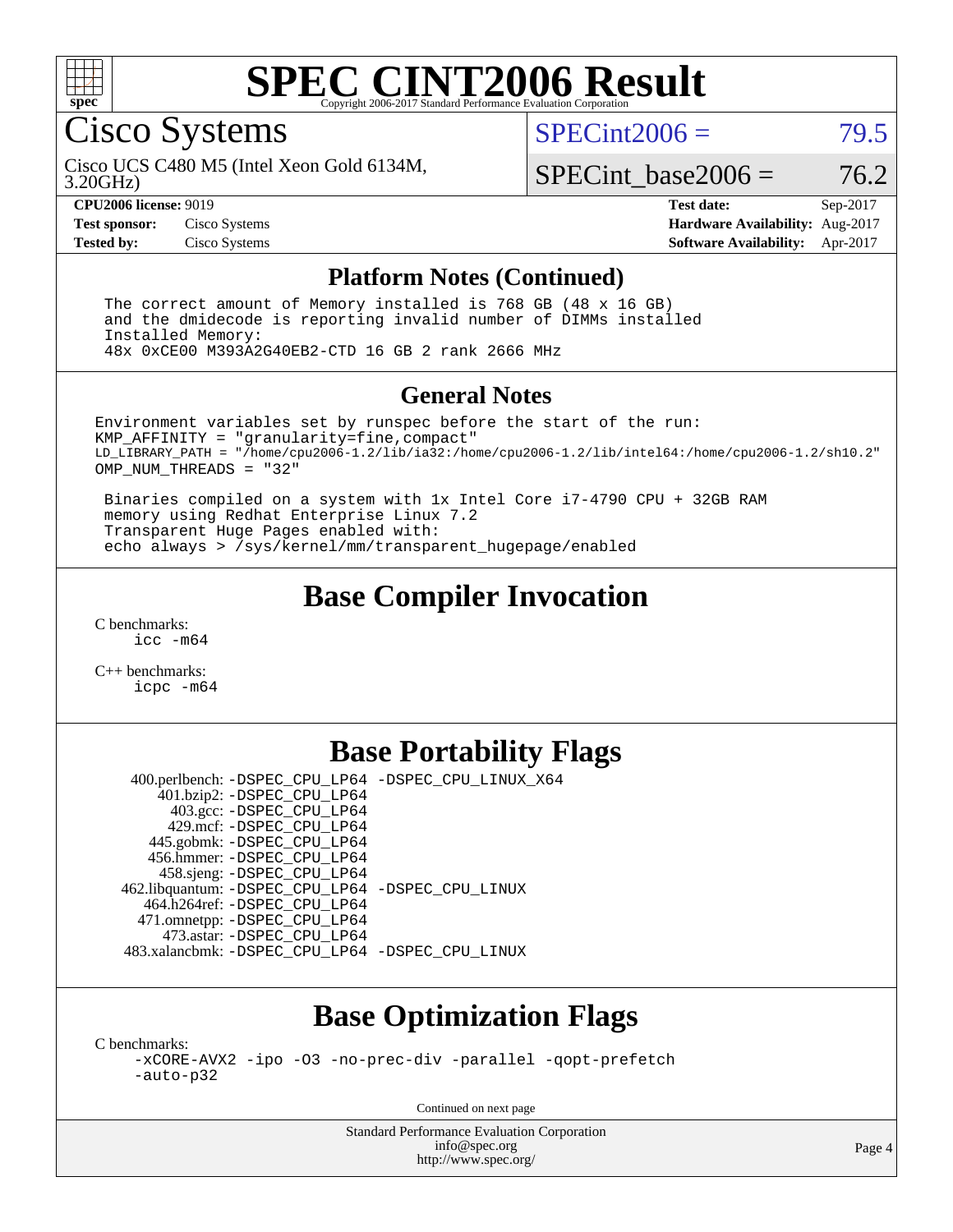# SPEC CINT2006 Result

## Cisco Systems

Cisco UCS C480 M5 (Intel Xeon Gold 6134M, 3.20GHz)

SPECint2006 = 79.5

SPECint_base2006 = 76.2

| | | | |
|---|---|---|---|
| **CPU2006 license:** 9019 | | **Test date:** | Sep-2017 |
| **Test sponsor:** | Cisco Systems | **Hardware Availability:** | Aug-2017 |
| **Tested by:** | Cisco Systems | **Software Availability:** | Apr-2017 |

### Platform Notes (Continued)

```
 The correct amount of Memory installed is 768 GB (48 x 16 GB)
 and the dmidecode is reporting invalid number of DIMMs installed
 Installed Memory:
 48x 0xCE00 M393A2G40EB2-CTD 16 GB 2 rank 2666 MHz
```

### General Notes

```
Environment variables set by runspec before the start of the run:
KMP_AFFINITY = "granularity=fine,compact"
LD_LIBRARY_PATH = "/home/cpu2006-1.2/lib/ia32:/home/cpu2006-1.2/lib/intel64:/home/cpu2006-1.2/sh10.2"
OMP_NUM_THREADS = "32"

 Binaries compiled on a system with 1x Intel Core i7-4790 CPU + 32GB RAM
 memory using Redhat Enterprise Linux 7.2
 Transparent Huge Pages enabled with:
 echo always > /sys/kernel/mm/transparent_hugepage/enabled
```

## Base Compiler Invocation

C benchmarks:
    icc -m64

C++ benchmarks:
    icpc -m64

## Base Portability Flags

| | |
|---|---|
| 400.perlbench: | -DSPEC_CPU_LP64 -DSPEC_CPU_LINUX_X64 |
| 401.bzip2: | -DSPEC_CPU_LP64 |
| 403.gcc: | -DSPEC_CPU_LP64 |
| 429.mcf: | -DSPEC_CPU_LP64 |
| 445.gobmk: | -DSPEC_CPU_LP64 |
| 456.hmmer: | -DSPEC_CPU_LP64 |
| 458.sjeng: | -DSPEC_CPU_LP64 |
| 462.libquantum: | -DSPEC_CPU_LP64 -DSPEC_CPU_LINUX |
| 464.h264ref: | -DSPEC_CPU_LP64 |
| 471.omnetpp: | -DSPEC_CPU_LP64 |
| 473.astar: | -DSPEC_CPU_LP64 |
| 483.xalancbmk: | -DSPEC_CPU_LP64 -DSPEC_CPU_LINUX |

## Base Optimization Flags

C benchmarks:
    -xCORE-AVX2 -ipo -O3 -no-prec-div -parallel -qopt-prefetch
    -auto-p32

Continued on next page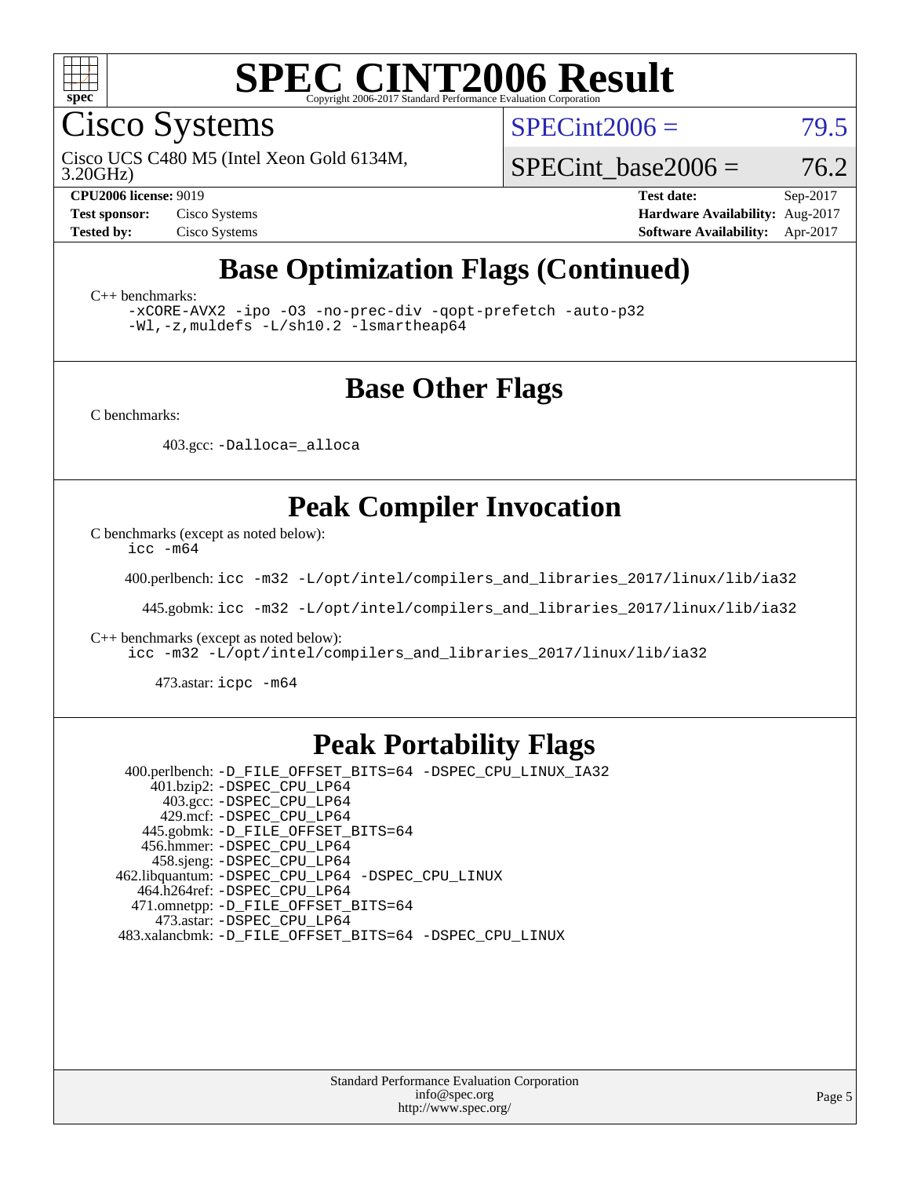# SPEC CINT2006 Result

Copyright 2006-2017 Standard Performance Evaluation Corporation

## Cisco Systems

Cisco UCS C480 M5 (Intel Xeon Gold 6134M, 3.20GHz)

SPECint2006 = 79.5

SPECint_base2006 = 76.2

| | | | |
|---|---|---|---|
| **CPU2006 license:** 9019 | | **Test date:** | Sep-2017 |
| **Test sponsor:** | Cisco Systems | **Hardware Availability:** | Aug-2017 |
| **Tested by:** | Cisco Systems | **Software Availability:** | Apr-2017 |

## Base Optimization Flags (Continued)

C++ benchmarks:

```
-xCORE-AVX2 -ipo -O3 -no-prec-div -qopt-prefetch -auto-p32
-Wl,-z,muldefs -L/sh10.2 -lsmartheap64
```

## Base Other Flags

C benchmarks:

403.gcc: `-Dalloca=_alloca`

## Peak Compiler Invocation

C benchmarks (except as noted below):

```
icc -m64
```

400.perlbench: `icc -m32 -L/opt/intel/compilers_and_libraries_2017/linux/lib/ia32`

445.gobmk: `icc -m32 -L/opt/intel/compilers_and_libraries_2017/linux/lib/ia32`

C++ benchmarks (except as noted below):

```
icc -m32 -L/opt/intel/compilers_and_libraries_2017/linux/lib/ia32
```

473.astar: `icpc -m64`

## Peak Portability Flags

400.perlbench: `-D_FILE_OFFSET_BITS=64 -DSPEC_CPU_LINUX_IA32`
401.bzip2: `-DSPEC_CPU_LP64`
403.gcc: `-DSPEC_CPU_LP64`
429.mcf: `-DSPEC_CPU_LP64`
445.gobmk: `-D_FILE_OFFSET_BITS=64`
456.hmmer: `-DSPEC_CPU_LP64`
458.sjeng: `-DSPEC_CPU_LP64`
462.libquantum: `-DSPEC_CPU_LP64 -DSPEC_CPU_LINUX`
464.h264ref: `-DSPEC_CPU_LP64`
471.omnetpp: `-D_FILE_OFFSET_BITS=64`
473.astar: `-DSPEC_CPU_LP64`
483.xalancbmk: `-D_FILE_OFFSET_BITS=64 -DSPEC_CPU_LINUX`

Standard Performance Evaluation Corporation
info@spec.org
http://www.spec.org/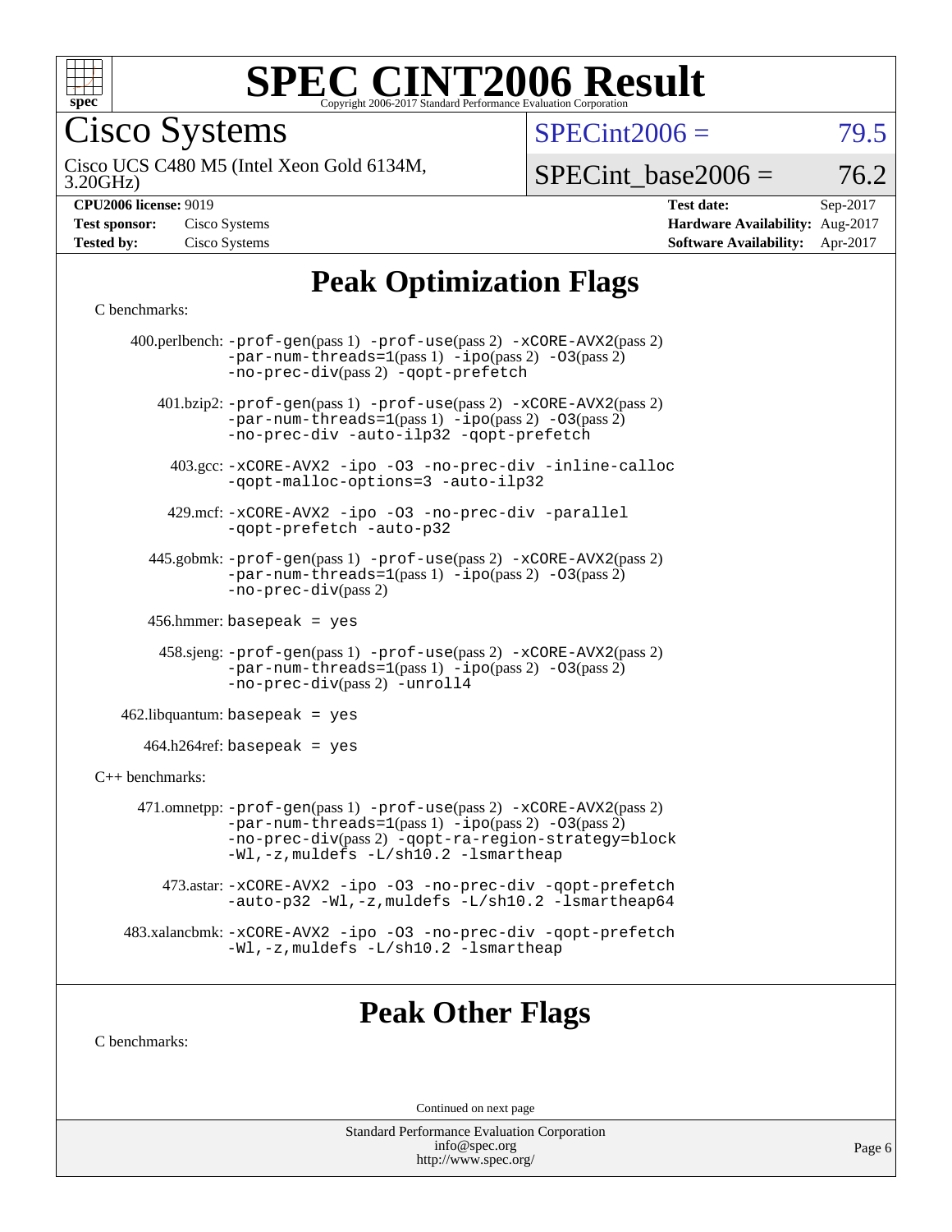# Peak Optimization Flags

C benchmarks:

400.perlbench: -prof-gen(pass 1) -prof-use(pass 2) -xCORE-AVX2(pass 2) -par-num-threads=1(pass 1) -ipo(pass 2) -O3(pass 2) -no-prec-div(pass 2) -qopt-prefetch

401.bzip2: -prof-gen(pass 1) -prof-use(pass 2) -xCORE-AVX2(pass 2) -par-num-threads=1(pass 1) -ipo(pass 2) -O3(pass 2) -no-prec-div -auto-ilp32 -qopt-prefetch

403.gcc: -xCORE-AVX2 -ipo -O3 -no-prec-div -inline-calloc -qopt-malloc-options=3 -auto-ilp32

429.mcf: -xCORE-AVX2 -ipo -O3 -no-prec-div -parallel -qopt-prefetch -auto-p32

445.gobmk: -prof-gen(pass 1) -prof-use(pass 2) -xCORE-AVX2(pass 2) -par-num-threads=1(pass 1) -ipo(pass 2) -O3(pass 2) -no-prec-div(pass 2)

456.hmmer: basepeak = yes

458.sjeng: -prof-gen(pass 1) -prof-use(pass 2) -xCORE-AVX2(pass 2) -par-num-threads=1(pass 1) -ipo(pass 2) -O3(pass 2) -no-prec-div(pass 2) -unroll4

462.libquantum: basepeak = yes

464.h264ref: basepeak = yes

C++ benchmarks:

471.omnetpp: -prof-gen(pass 1) -prof-use(pass 2) -xCORE-AVX2(pass 2) -par-num-threads=1(pass 1) -ipo(pass 2) -O3(pass 2) -no-prec-div(pass 2) -qopt-ra-region-strategy=block -Wl,-z,muldefs -L/sh10.2 -lsmartheap

473.astar: -xCORE-AVX2 -ipo -O3 -no-prec-div -qopt-prefetch -auto-p32 -Wl,-z,muldefs -L/sh10.2 -lsmartheap64

483.xalancbmk: -xCORE-AVX2 -ipo -O3 -no-prec-div -qopt-prefetch -Wl,-z,muldefs -L/sh10.2 -lsmartheap

# Peak Other Flags

C benchmarks:

Continued on next page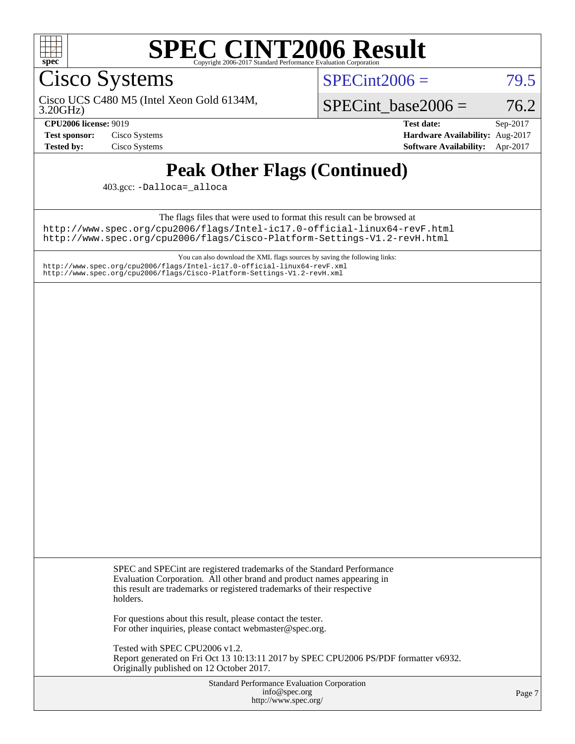# Peak Other Flags (Continued)

403.gcc: -Dalloca=_alloca

The flags files that were used to format this result can be browsed at
http://www.spec.org/cpu2006/flags/Intel-ic17.0-official-linux64-revF.html
http://www.spec.org/cpu2006/flags/Cisco-Platform-Settings-V1.2-revH.html

You can also download the XML flags sources by saving the following links:
http://www.spec.org/cpu2006/flags/Intel-ic17.0-official-linux64-revF.xml
http://www.spec.org/cpu2006/flags/Cisco-Platform-Settings-V1.2-revH.xml

SPEC and SPECint are registered trademarks of the Standard Performance Evaluation Corporation. All other brand and product names appearing in this result are trademarks or registered trademarks of their respective holders.

For questions about this result, please contact the tester.
For other inquiries, please contact webmaster@spec.org.

Tested with SPEC CPU2006 v1.2.
Report generated on Fri Oct 13 10:13:11 2017 by SPEC CPU2006 PS/PDF formatter v6932.
Originally published on 12 October 2017.